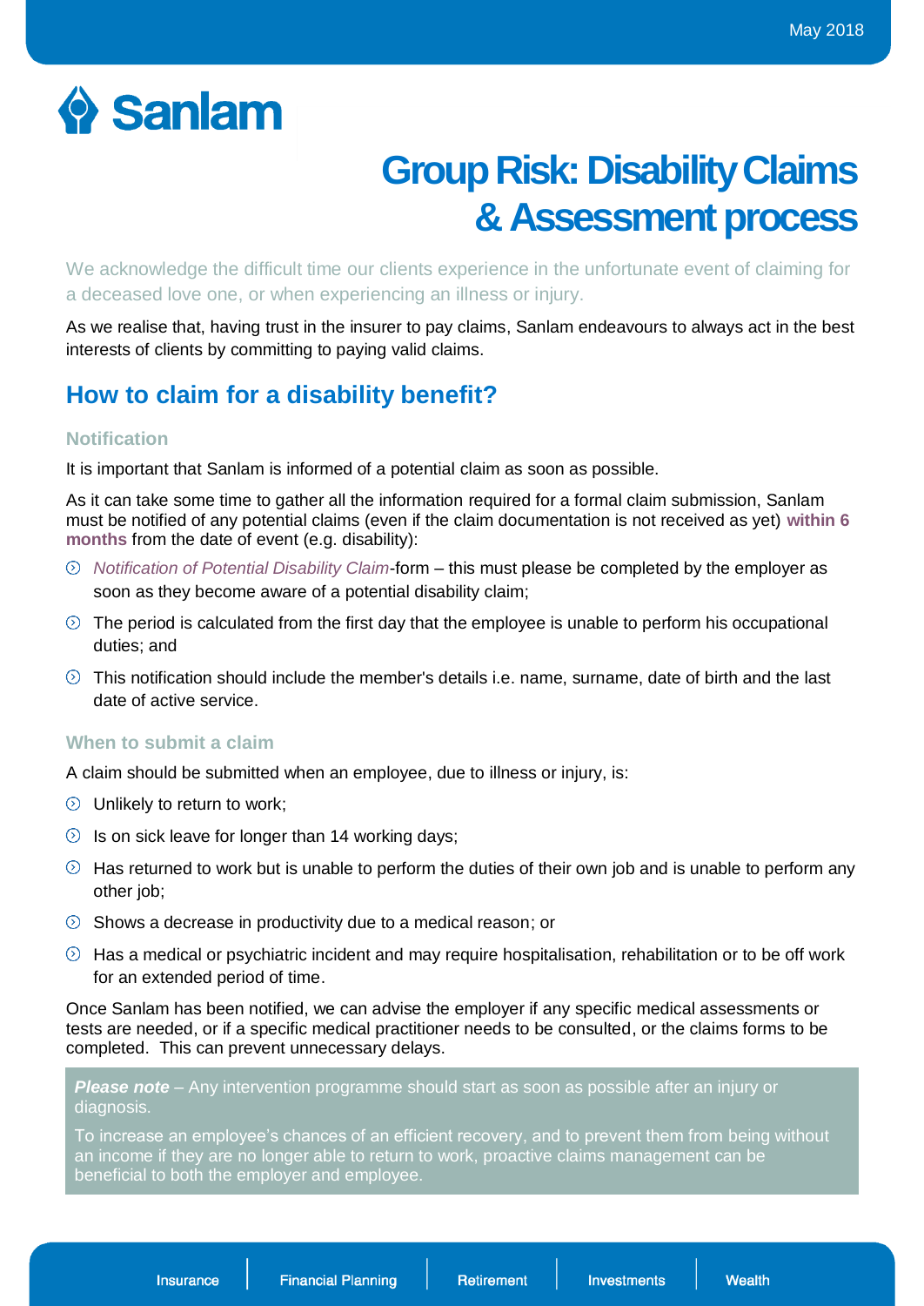# Group Risk: Disability Claims & Assessment process

We acknowledge the difficult time our clients experience in the unfortunate event of claiming for a deceased love one, or when experiencing an illness or injury.

As we realise that, having trust in the insurer to pay claims, Sanlam endeavours to always act in the best interests of clients by committing to paying valid claims.

## How to claim for a disability benefit?

### Notification

It is important that Sanlam is informed of a potential claim as soon as possible.

As it can take some time to gather all the information required for a formal claim submission, Sanlam must be notified of any potential claims (even if the claim documentation is not received as yet) **within 6 months** from the date of event (e.g. disability):

- *Notification of Potential Disability Claim*-form – this must please be completed by the employer as soon as they become aware of a potential disability claim;
- The period is calculated from the first day that the employee is unable to perform his occupational duties; and
- This notification should include the member's details i.e. name, surname, date of birth and the last date of active service.

### When to submit a claim

A claim should be submitted when an employee, due to illness or injury, is:

- Unlikely to return to work;
- Is on sick leave for longer than 14 working days;
- Has returned to work but is unable to perform the duties of their own job and is unable to perform any other job;
- Shows a decrease in productivity due to a medical reason; or
- Has a medical or psychiatric incident and may require hospitalisation, rehabilitation or to be off work for an extended period of time.

Once Sanlam has been notified, we can advise the employer if any specific medical assessments or tests are needed, or if a specific medical practitioner needs to be consulted, or the claims forms to be completed. This can prevent unnecessary delays.

> ***Please note*** – Any intervention programme should start as soon as possible after an injury or diagnosis.
>
> To increase an employee's chances of an efficient recovery, and to prevent them from being without an income if they are no longer able to return to work, proactive claims management can be beneficial to both the employer and employee.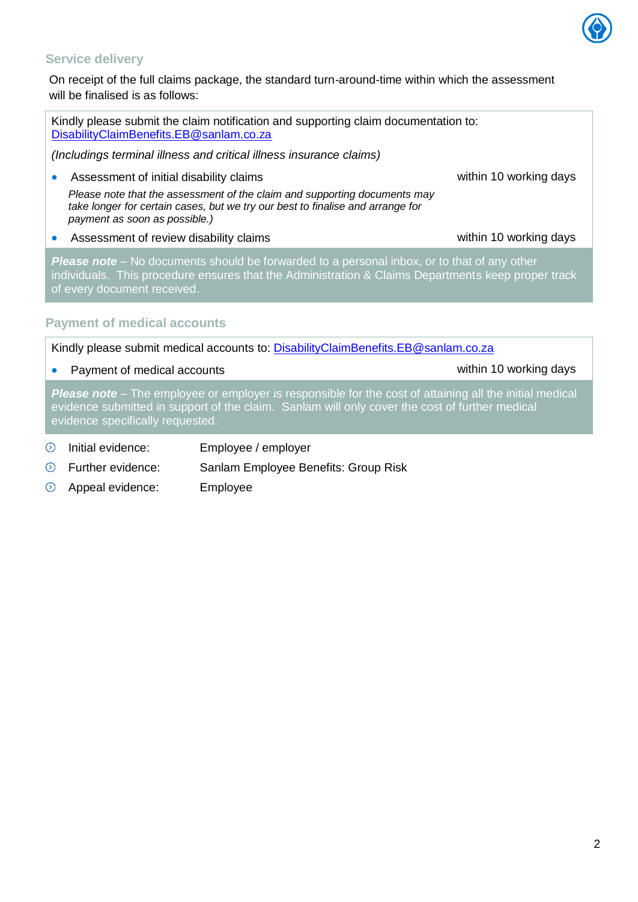## Service delivery

On receipt of the full claims package, the standard turn-around-time within which the assessment will be finalised is as follows:

Kindly please submit the claim notification and supporting claim documentation to: DisabilityClaimBenefits.EB@sanlam.co.za

*(Includings terminal illness and critical illness insurance claims)*

- Assessment of initial disability claims — within 10 working days

  *Please note that the assessment of the claim and supporting documents may take longer for certain cases, but we try our best to finalise and arrange for payment as soon as possible.)*

- Assessment of review disability claims — within 10 working days

***Please note*** – No documents should be forwarded to a personal inbox, or to that of any other individuals. This procedure ensures that the Administration & Claims Departments keep proper track of every document received.

## Payment of medical accounts

Kindly please submit medical accounts to: DisabilityClaimBenefits.EB@sanlam.co.za

- Payment of medical accounts — within 10 working days

***Please note*** – The employee or employer is responsible for the cost of attaining all the initial medical evidence submitted in support of the claim. Sanlam will only cover the cost of further medical evidence specifically requested.

- Initial evidence: Employee / employer
- Further evidence: Sanlam Employee Benefits: Group Risk
- Appeal evidence: Employee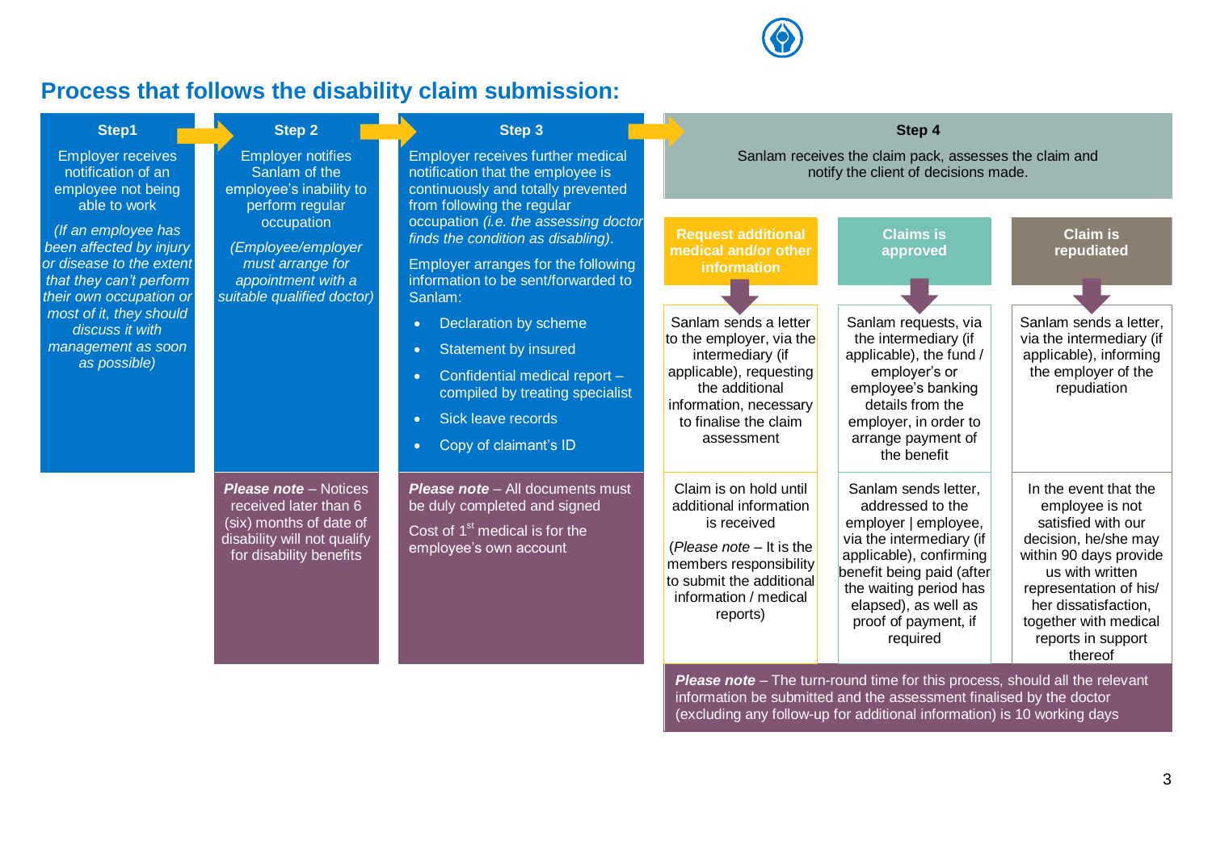## Process that follows the disability claim submission:

### Step1

Employer receives notification of an employee not being able to work

*(If an employee has been affected by injury or disease to the extent that they can't perform their own occupation or most of it, they should discuss it with management as soon as possible)*

### Step 2

Employer notifies Sanlam of the employee's inability to perform regular occupation

*(Employee/employer must arrange for appointment with a suitable qualified doctor)*

***Please note*** – Notices received later than 6 (six) months of date of disability will not qualify for disability benefits

### Step 3

Employer receives further medical notification that the employee is continuously and totally prevented from following the regular occupation *(i.e. the assessing doctor finds the condition as disabling).*

Employer arranges for the following information to be sent/forwarded to Sanlam:

- Declaration by scheme
- Statement by insured
- Confidential medical report – compiled by treating specialist
- Sick leave records
- Copy of claimant's ID

***Please note*** – All documents must be duly completed and signed

Cost of 1st medical is for the employee's own account

### Step 4

Sanlam receives the claim pack, assesses the claim and notify the client of decisions made.

| Request additional medical and/or other information | Claims is approved | Claim is repudiated |
|---|---|---|
| Sanlam sends a letter to the employer, via the intermediary (if applicable), requesting the additional information, necessary to finalise the claim assessment | Sanlam requests, via the intermediary (if applicable), the fund / employer's or employee's banking details from the employer, in order to arrange payment of the benefit | Sanlam sends a letter, via the intermediary (if applicable), informing the employer of the repudiation |
| Claim is on hold until additional information is received<br><br>(*Please note* – It is the members responsibility to submit the additional information / medical reports) | Sanlam sends letter, addressed to the employer \| employee, via the intermediary (if applicable), confirming benefit being paid (after the waiting period has elapsed), as well as proof of payment, if required | In the event that the employee is not satisfied with our decision, he/she may within 90 days provide us with written representation of his/ her dissatisfaction, together with medical reports in support thereof |

***Please note*** – The turn-round time for this process, should all the relevant information be submitted and the assessment finalised by the doctor (excluding any follow-up for additional information) is 10 working days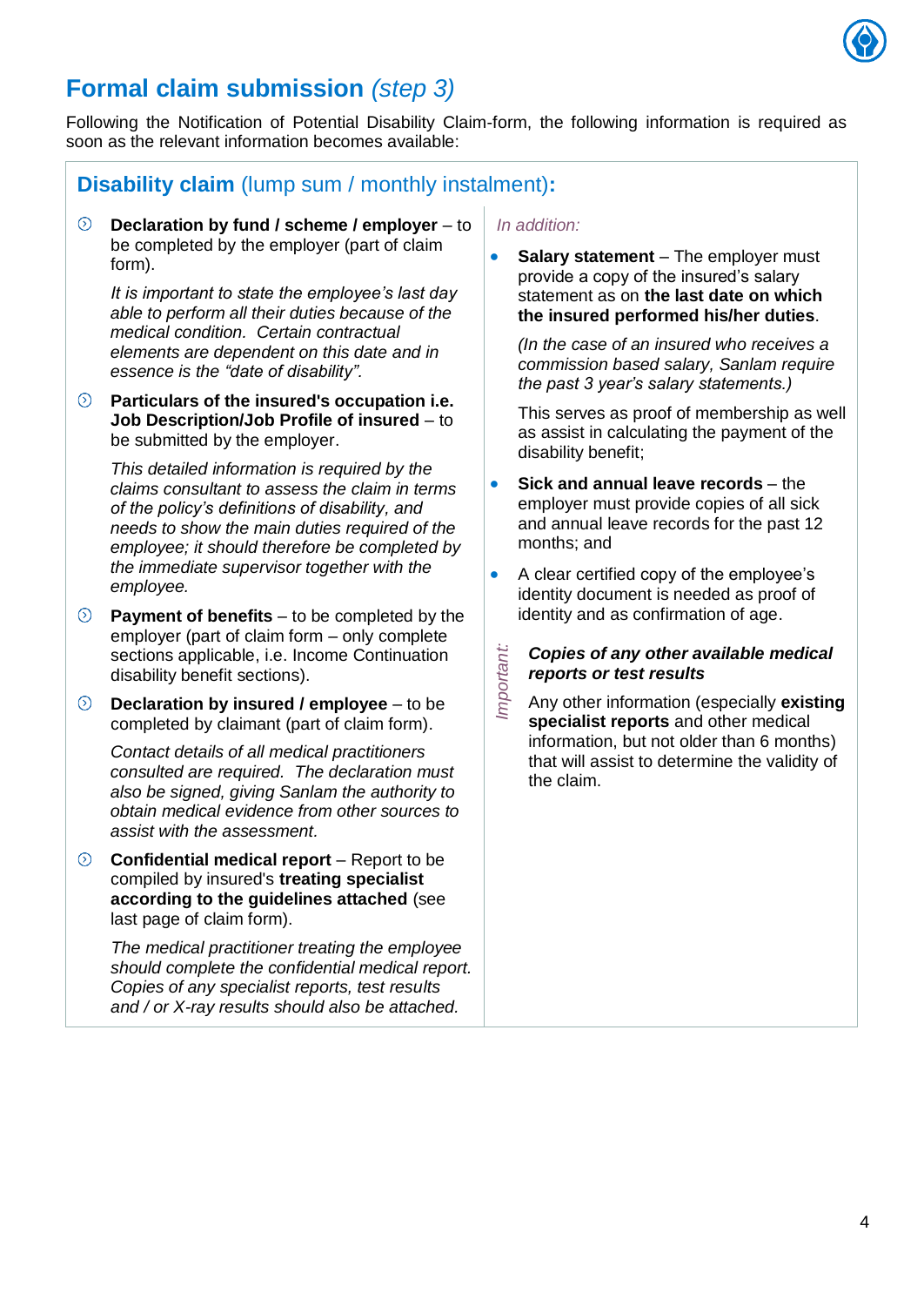# Formal claim submission *(step 3)*

Following the Notification of Potential Disability Claim-form, the following information is required as soon as the relevant information becomes available:

## Disability claim (lump sum / monthly instalment):

- **Declaration by fund / scheme / employer** – to be completed by the employer (part of claim form).

  *It is important to state the employee's last day able to perform all their duties because of the medical condition. Certain contractual elements are dependent on this date and in essence is the "date of disability".*

- **Particulars of the insured's occupation i.e. Job Description/Job Profile of insured** – to be submitted by the employer.

  *This detailed information is required by the claims consultant to assess the claim in terms of the policy's definitions of disability, and needs to show the main duties required of the employee; it should therefore be completed by the immediate supervisor together with the employee.*

- **Payment of benefits** – to be completed by the employer (part of claim form – only complete sections applicable, i.e. Income Continuation disability benefit sections).

- **Declaration by insured / employee** – to be completed by claimant (part of claim form).

  *Contact details of all medical practitioners consulted are required. The declaration must also be signed, giving Sanlam the authority to obtain medical evidence from other sources to assist with the assessment.*

- **Confidential medical report** – Report to be compiled by insured's **treating specialist according to the guidelines attached** (see last page of claim form).

  *The medical practitioner treating the employee should complete the confidential medical report. Copies of any specialist reports, test results and / or X-ray results should also be attached.*

*In addition:*

- **Salary statement** – The employer must provide a copy of the insured's salary statement as on **the last date on which the insured performed his/her duties**.

  *(In the case of an insured who receives a commission based salary, Sanlam require the past 3 year's salary statements.)*

  This serves as proof of membership as well as assist in calculating the payment of the disability benefit;

- **Sick and annual leave records** – the employer must provide copies of all sick and annual leave records for the past 12 months; and

- A clear certified copy of the employee's identity document is needed as proof of identity and as confirmation of age.

*Important:*

***Copies of any other available medical reports or test results***

Any other information (especially **existing specialist reports** and other medical information, but not older than 6 months) that will assist to determine the validity of the claim.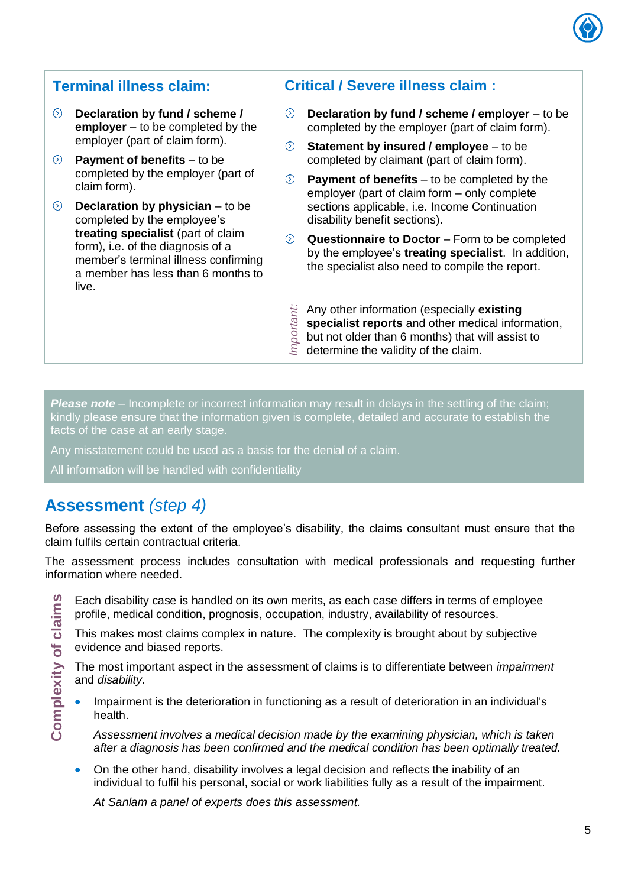## Terminal illness claim:

- **Declaration by fund / scheme / employer** – to be completed by the employer (part of claim form).
- **Payment of benefits** – to be completed by the employer (part of claim form).
- **Declaration by physician** – to be completed by the employee's **treating specialist** (part of claim form), i.e. of the diagnosis of a member's terminal illness confirming a member has less than 6 months to live.

## Critical / Severe illness claim :

- **Declaration by fund / scheme / employer** – to be completed by the employer (part of claim form).
- **Statement by insured / employee** – to be completed by claimant (part of claim form).
- **Payment of benefits** – to be completed by the employer (part of claim form – only complete sections applicable, i.e. Income Continuation disability benefit sections).
- **Questionnaire to Doctor** – Form to be completed by the employee's **treating specialist**. In addition, the specialist also need to compile the report.

*Important:* Any other information (especially **existing specialist reports** and other medical information, but not older than 6 months) that will assist to determine the validity of the claim.

***Please note*** – Incomplete or incorrect information may result in delays in the settling of the claim; kindly please ensure that the information given is complete, detailed and accurate to establish the facts of the case at an early stage.

Any misstatement could be used as a basis for the denial of a claim.

All information will be handled with confidentiality

## Assessment *(step 4)*

Before assessing the extent of the employee's disability, the claims consultant must ensure that the claim fulfils certain contractual criteria.

The assessment process includes consultation with medical professionals and requesting further information where needed.

**Complexity of claims**

Each disability case is handled on its own merits, as each case differs in terms of employee profile, medical condition, prognosis, occupation, industry, availability of resources.

This makes most claims complex in nature. The complexity is brought about by subjective evidence and biased reports.

The most important aspect in the assessment of claims is to differentiate between *impairment* and *disability*.

- Impairment is the deterioration in functioning as a result of deterioration in an individual's health.

  *Assessment involves a medical decision made by the examining physician, which is taken after a diagnosis has been confirmed and the medical condition has been optimally treated.*

- On the other hand, disability involves a legal decision and reflects the inability of an individual to fulfil his personal, social or work liabilities fully as a result of the impairment.

  *At Sanlam a panel of experts does this assessment.*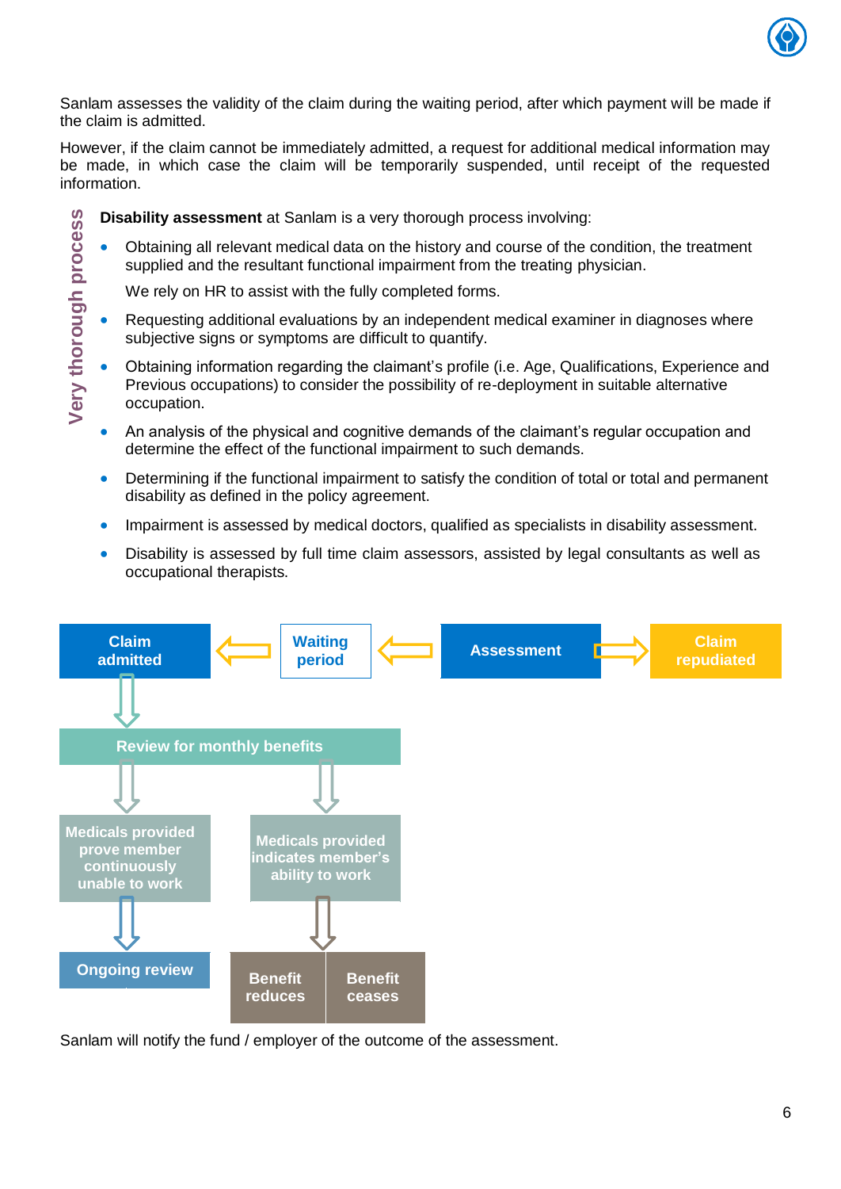Sanlam assesses the validity of the claim during the waiting period, after which payment will be made if the claim is admitted.

However, if the claim cannot be immediately admitted, a request for additional medical information may be made, in which case the claim will be temporarily suspended, until receipt of the requested information.

Very thorough process

**Disability assessment** at Sanlam is a very thorough process involving:

- Obtaining all relevant medical data on the history and course of the condition, the treatment supplied and the resultant functional impairment from the treating physician.

  We rely on HR to assist with the fully completed forms.
- Requesting additional evaluations by an independent medical examiner in diagnoses where subjective signs or symptoms are difficult to quantify.
- Obtaining information regarding the claimant's profile (i.e. Age, Qualifications, Experience and Previous occupations) to consider the possibility of re-deployment in suitable alternative occupation.
- An analysis of the physical and cognitive demands of the claimant's regular occupation and determine the effect of the functional impairment to such demands.
- Determining if the functional impairment to satisfy the condition of total or total and permanent disability as defined in the policy agreement.
- Impairment is assessed by medical doctors, qualified as specialists in disability assessment.
- Disability is assessed by full time claim assessors, assisted by legal consultants as well as occupational therapists.

Assessment → Waiting period → Claim admitted

Assessment → Claim repudiated

Claim admitted → Review for monthly benefits

Review for monthly benefits → Medicals provided prove member continuously unable to work → Ongoing review

Review for monthly benefits → Medicals provided indicates member's ability to work → Benefit reduces / Benefit ceases

Sanlam will notify the fund / employer of the outcome of the assessment.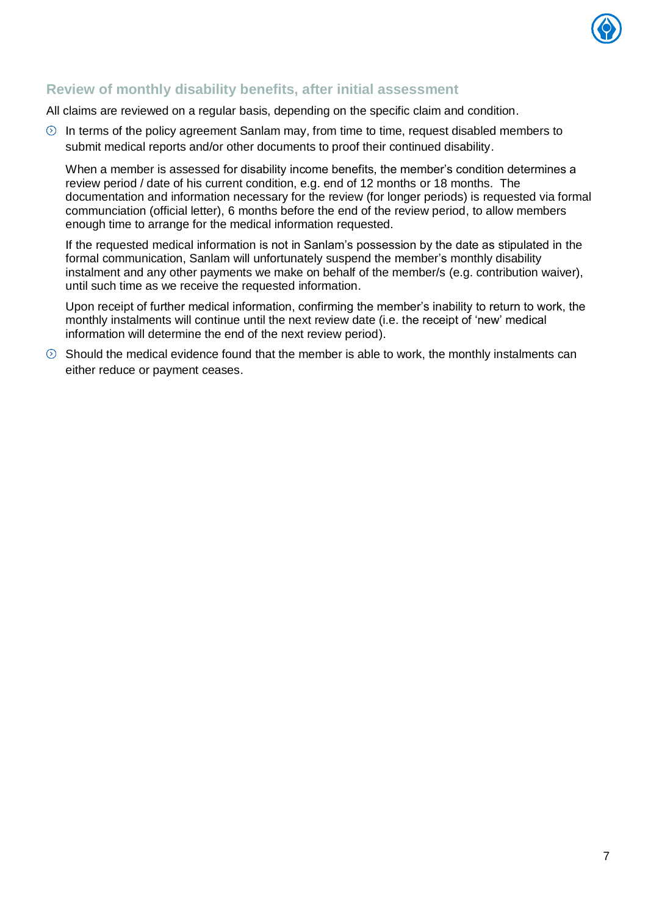## Review of monthly disability benefits, after initial assessment

All claims are reviewed on a regular basis, depending on the specific claim and condition.

- In terms of the policy agreement Sanlam may, from time to time, request disabled members to submit medical reports and/or other documents to proof their continued disability.

  When a member is assessed for disability income benefits, the member's condition determines a review period / date of his current condition, e.g. end of 12 months or 18 months. The documentation and information necessary for the review (for longer periods) is requested via formal communciation (official letter), 6 months before the end of the review period, to allow members enough time to arrange for the medical information requested.

  If the requested medical information is not in Sanlam's possession by the date as stipulated in the formal communication, Sanlam will unfortunately suspend the member's monthly disability instalment and any other payments we make on behalf of the member/s (e.g. contribution waiver), until such time as we receive the requested information.

  Upon receipt of further medical information, confirming the member's inability to return to work, the monthly instalments will continue until the next review date (i.e. the receipt of 'new' medical information will determine the end of the next review period).

- Should the medical evidence found that the member is able to work, the monthly instalments can either reduce or payment ceases.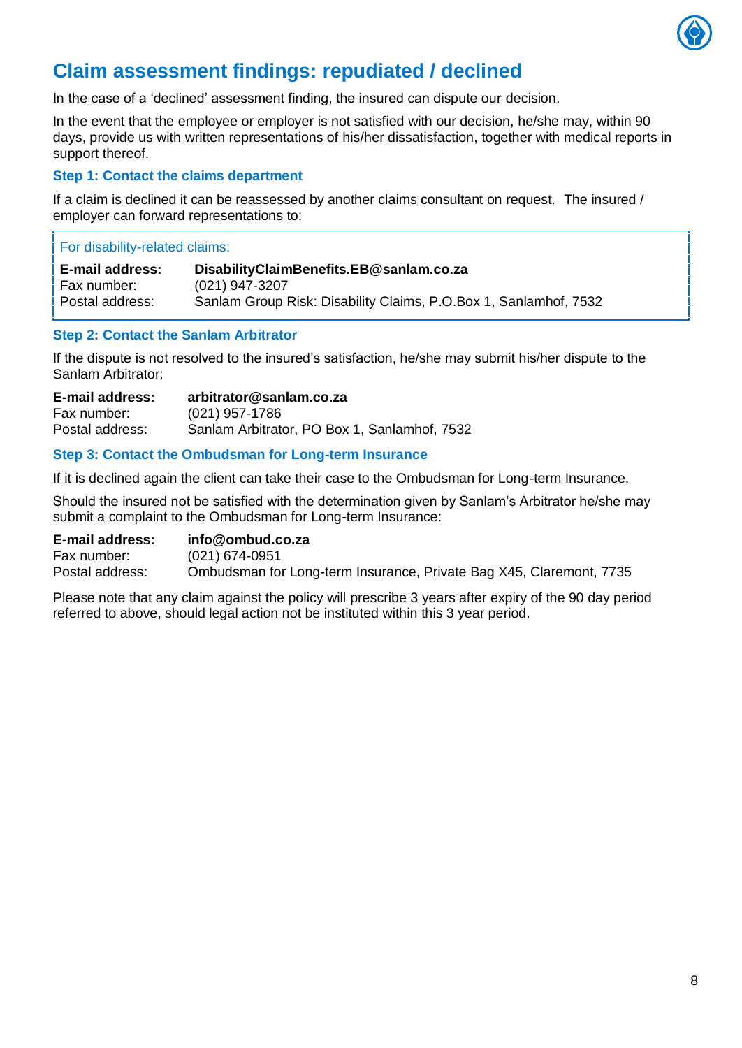## Claim assessment findings: repudiated / declined

In the case of a 'declined' assessment finding, the insured can dispute our decision.

In the event that the employee or employer is not satisfied with our decision, he/she may, within 90 days, provide us with written representations of his/her dissatisfaction, together with medical reports in support thereof.

### Step 1: Contact the claims department

If a claim is declined it can be reassessed by another claims consultant on request. The insured / employer can forward representations to:

For disability-related claims:

| | |
|---|---|
| **E-mail address:** | **DisabilityClaimBenefits.EB@sanlam.co.za** |
| Fax number: | (021) 947-3207 |
| Postal address: | Sanlam Group Risk: Disability Claims, P.O.Box 1, Sanlamhof, 7532 |

### Step 2: Contact the Sanlam Arbitrator

If the dispute is not resolved to the insured's satisfaction, he/she may submit his/her dispute to the Sanlam Arbitrator:

| | |
|---|---|
| **E-mail address:** | **arbitrator@sanlam.co.za** |
| Fax number: | (021) 957-1786 |
| Postal address: | Sanlam Arbitrator, PO Box 1, Sanlamhof, 7532 |

### Step 3: Contact the Ombudsman for Long-term Insurance

If it is declined again the client can take their case to the Ombudsman for Long-term Insurance.

Should the insured not be satisfied with the determination given by Sanlam's Arbitrator he/she may submit a complaint to the Ombudsman for Long-term Insurance:

| | |
|---|---|
| **E-mail address:** | **info@ombud.co.za** |
| Fax number: | (021) 674-0951 |
| Postal address: | Ombudsman for Long-term Insurance, Private Bag X45, Claremont, 7735 |

Please note that any claim against the policy will prescribe 3 years after expiry of the 90 day period referred to above, should legal action not be instituted within this 3 year period.